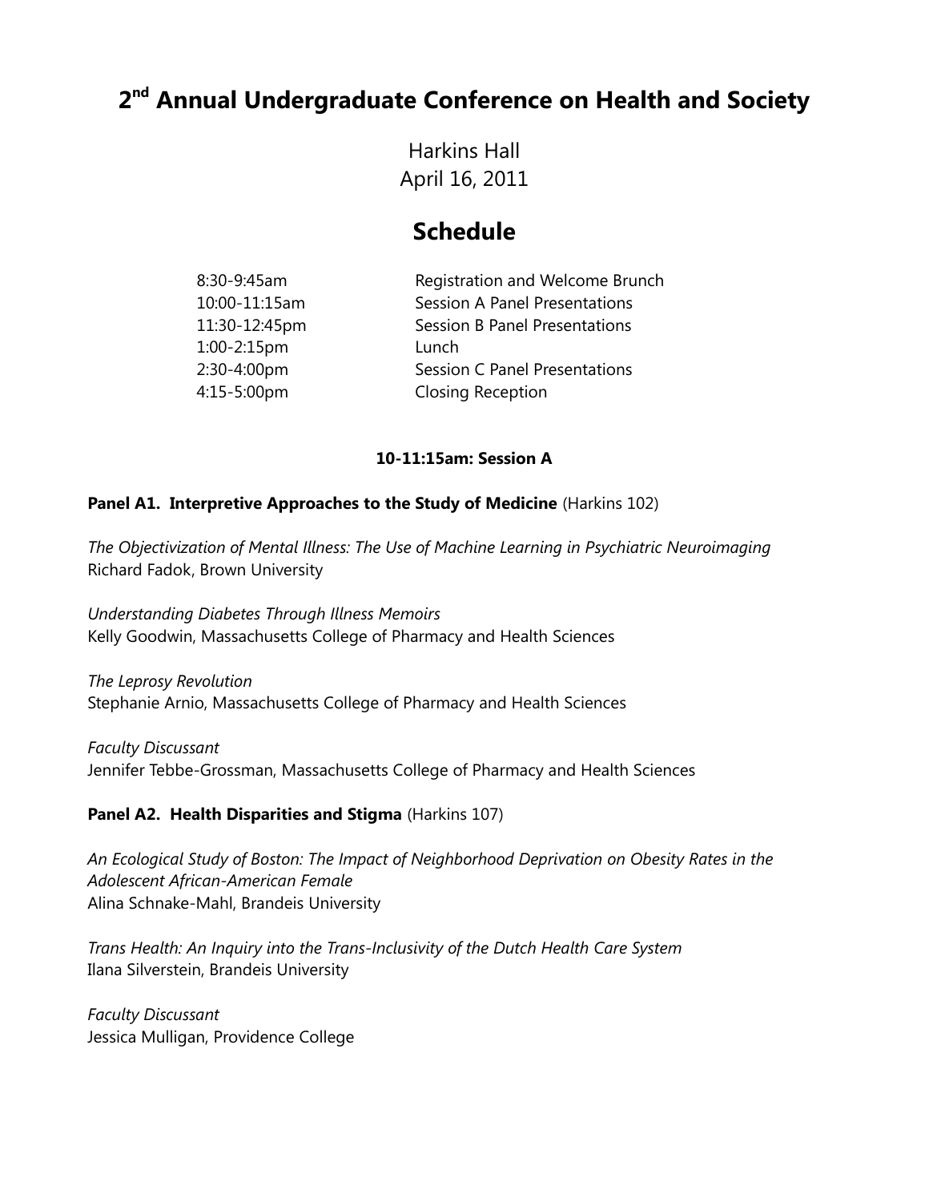# 2nd Annual Undergraduate Conference on Health and Society

Harkins Hall
April 16, 2011

## Schedule

| | |
|---|---|
| 8:30-9:45am | Registration and Welcome Brunch |
| 10:00-11:15am | Session A Panel Presentations |
| 11:30-12:45pm | Session B Panel Presentations |
| 1:00-2:15pm | Lunch |
| 2:30-4:00pm | Session C Panel Presentations |
| 4:15-5:00pm | Closing Reception |

**10-11:15am: Session A**

**Panel A1. Interpretive Approaches to the Study of Medicine** (Harkins 102)

*The Objectivization of Mental Illness: The Use of Machine Learning in Psychiatric Neuroimaging*
Richard Fadok, Brown University

*Understanding Diabetes Through Illness Memoirs*
Kelly Goodwin, Massachusetts College of Pharmacy and Health Sciences

*The Leprosy Revolution*
Stephanie Arnio, Massachusetts College of Pharmacy and Health Sciences

*Faculty Discussant*
Jennifer Tebbe-Grossman, Massachusetts College of Pharmacy and Health Sciences

**Panel A2. Health Disparities and Stigma** (Harkins 107)

*An Ecological Study of Boston: The Impact of Neighborhood Deprivation on Obesity Rates in the Adolescent African-American Female*
Alina Schnake-Mahl, Brandeis University

*Trans Health: An Inquiry into the Trans-Inclusivity of the Dutch Health Care System*
Ilana Silverstein, Brandeis University

*Faculty Discussant*
Jessica Mulligan, Providence College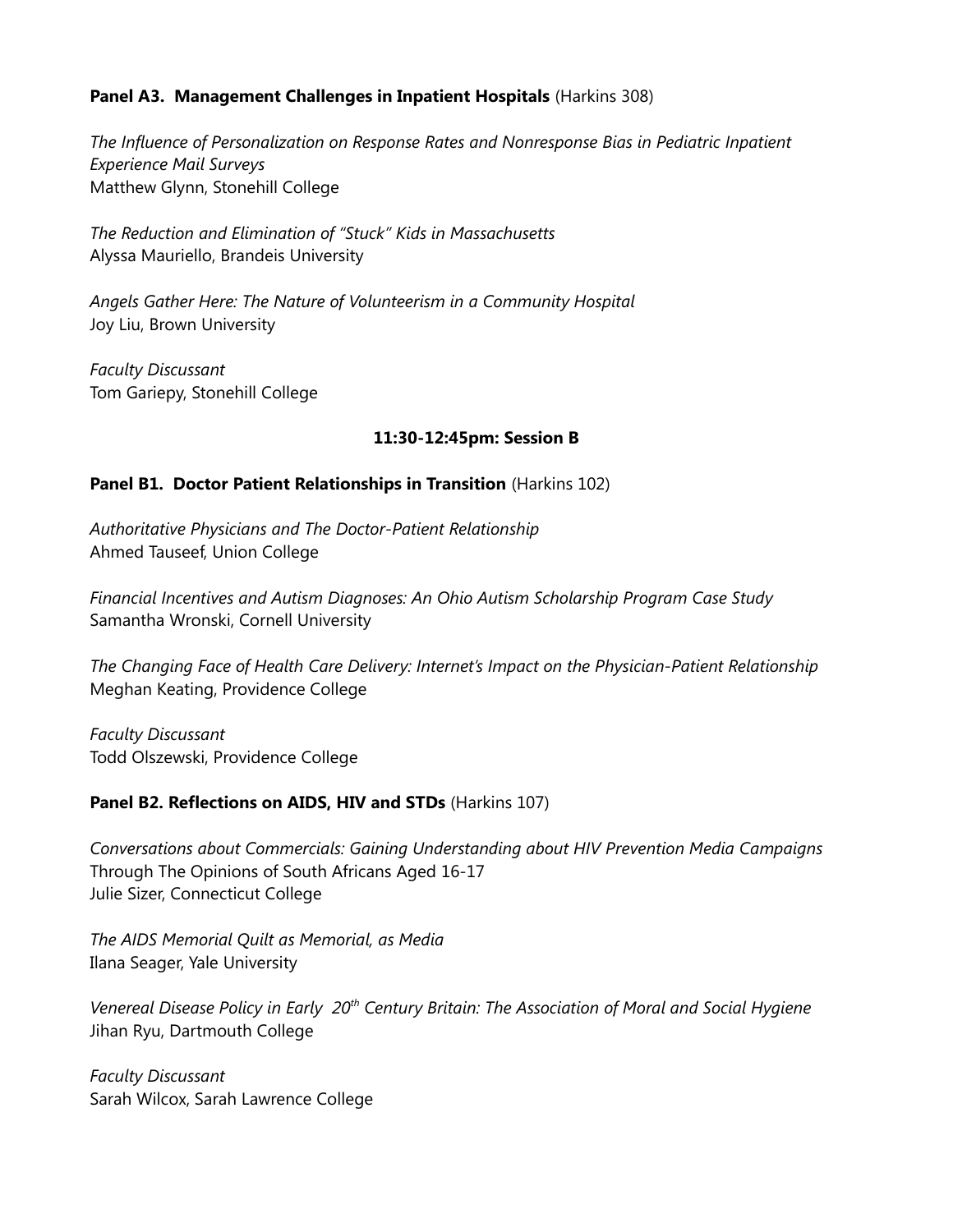**Panel A3. Management Challenges in Inpatient Hospitals** (Harkins 308)

*The Influence of Personalization on Response Rates and Nonresponse Bias in Pediatric Inpatient Experience Mail Surveys*
Matthew Glynn, Stonehill College

*The Reduction and Elimination of "Stuck" Kids in Massachusetts*
Alyssa Mauriello, Brandeis University

*Angels Gather Here: The Nature of Volunteerism in a Community Hospital*
Joy Liu, Brown University

*Faculty Discussant*
Tom Gariepy, Stonehill College

**11:30-12:45pm: Session B**

**Panel B1. Doctor Patient Relationships in Transition** (Harkins 102)

*Authoritative Physicians and The Doctor-Patient Relationship*
Ahmed Tauseef, Union College

*Financial Incentives and Autism Diagnoses: An Ohio Autism Scholarship Program Case Study*
Samantha Wronski, Cornell University

*The Changing Face of Health Care Delivery: Internet's Impact on the Physician-Patient Relationship*
Meghan Keating, Providence College

*Faculty Discussant*
Todd Olszewski, Providence College

**Panel B2. Reflections on AIDS, HIV and STDs** (Harkins 107)

*Conversations about Commercials: Gaining Understanding about HIV Prevention Media Campaigns*
Through The Opinions of South Africans Aged 16-17
Julie Sizer, Connecticut College

*The AIDS Memorial Quilt as Memorial, as Media*
Ilana Seager, Yale University

*Venereal Disease Policy in Early 20th Century Britain: The Association of Moral and Social Hygiene*
Jihan Ryu, Dartmouth College

*Faculty Discussant*
Sarah Wilcox, Sarah Lawrence College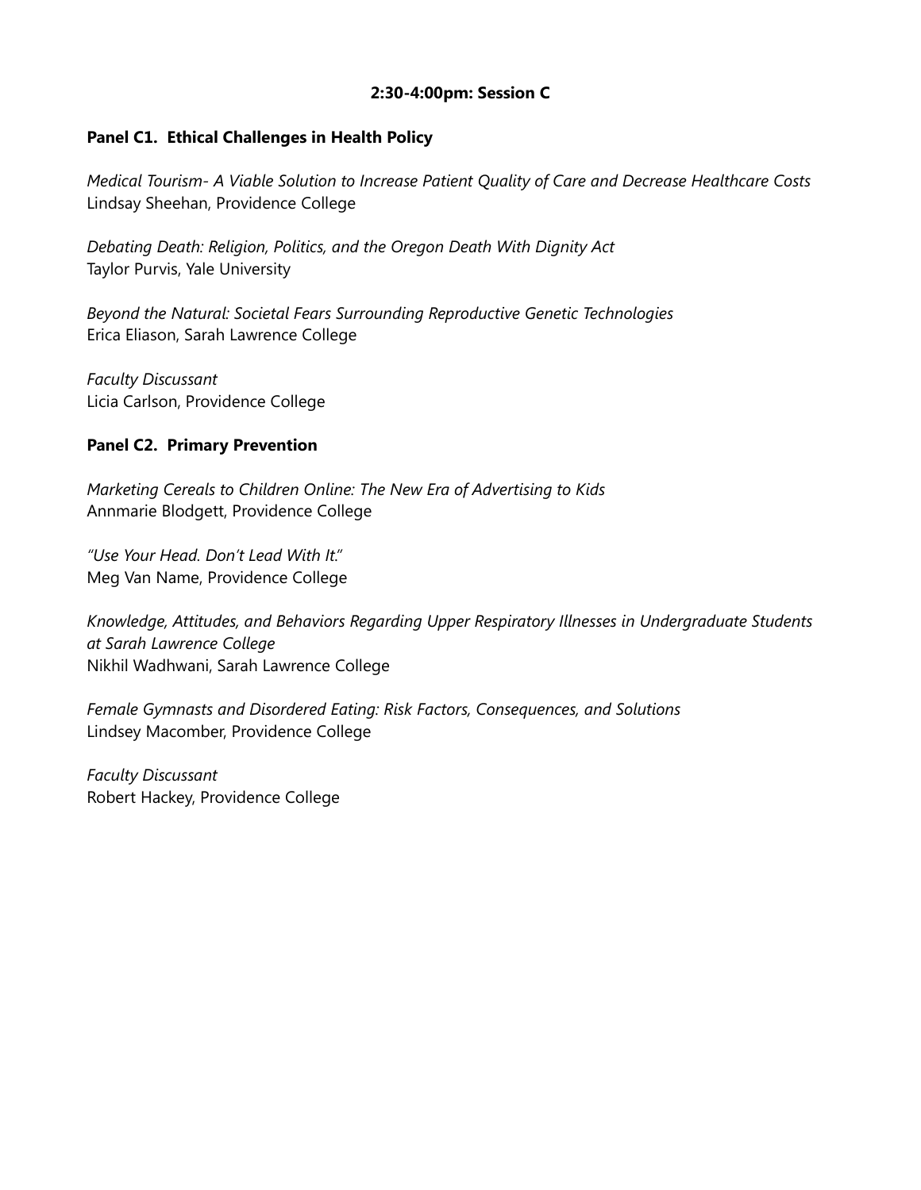**2:30-4:00pm: Session C**

**Panel C1. Ethical Challenges in Health Policy**

*Medical Tourism- A Viable Solution to Increase Patient Quality of Care and Decrease Healthcare Costs*
Lindsay Sheehan, Providence College

*Debating Death: Religion, Politics, and the Oregon Death With Dignity Act*
Taylor Purvis, Yale University

*Beyond the Natural: Societal Fears Surrounding Reproductive Genetic Technologies*
Erica Eliason, Sarah Lawrence College

*Faculty Discussant*
Licia Carlson, Providence College

**Panel C2. Primary Prevention**

*Marketing Cereals to Children Online: The New Era of Advertising to Kids*
Annmarie Blodgett, Providence College

*"Use Your Head. Don't Lead With It."*
Meg Van Name, Providence College

*Knowledge, Attitudes, and Behaviors Regarding Upper Respiratory Illnesses in Undergraduate Students at Sarah Lawrence College*
Nikhil Wadhwani, Sarah Lawrence College

*Female Gymnasts and Disordered Eating: Risk Factors, Consequences, and Solutions*
Lindsey Macomber, Providence College

*Faculty Discussant*
Robert Hackey, Providence College